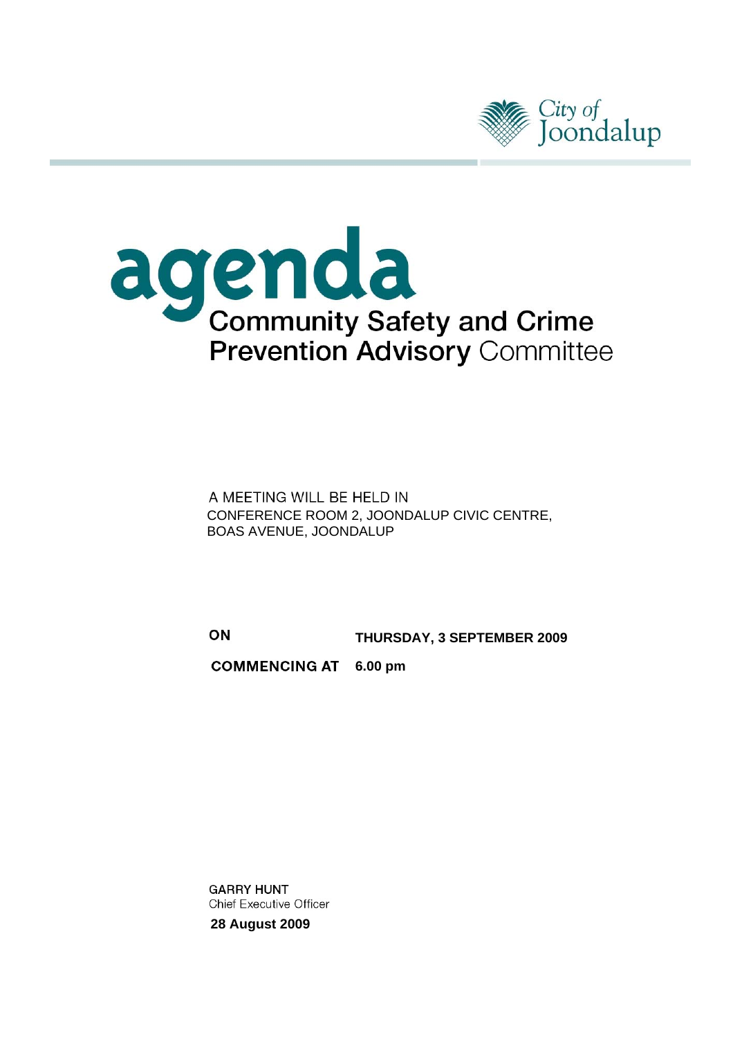City of Joondalup

# agenda

## Community Safety and Crime Prevention Advisory Committee

A MEETING WILL BE HELD IN
CONFERENCE ROOM 2, JOONDALUP CIVIC CENTRE,
BOAS AVENUE, JOONDALUP

**ON** **THURSDAY, 3 SEPTEMBER 2009**

**COMMENCING AT** **6.00 pm**

GARRY HUNT
Chief Executive Officer
**28 August 2009**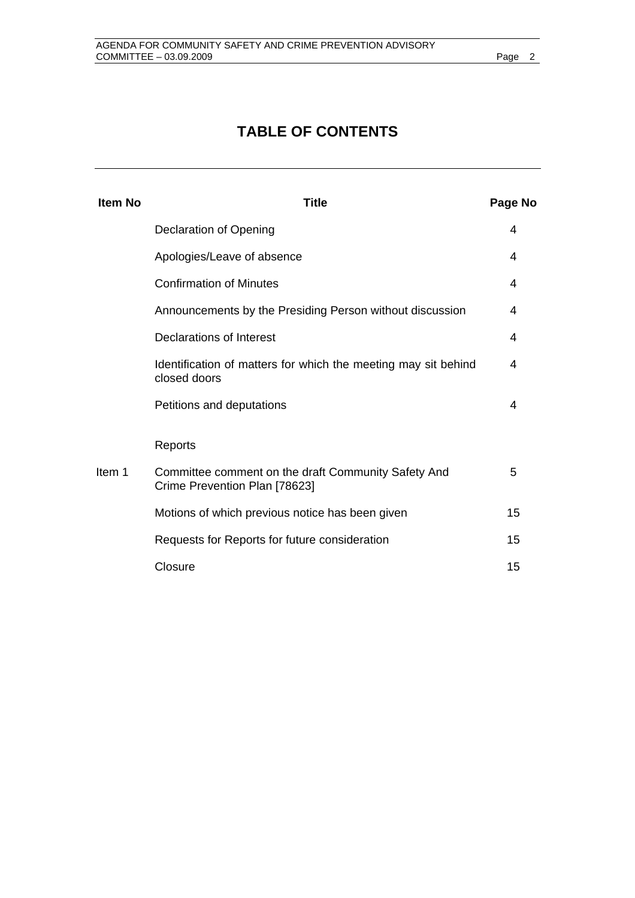# TABLE OF CONTENTS

| Item No | Title | Page No |
|---|---|---|
| | Declaration of Opening | 4 |
| | Apologies/Leave of absence | 4 |
| | Confirmation of Minutes | 4 |
| | Announcements by the Presiding Person without discussion | 4 |
| | Declarations of Interest | 4 |
| | Identification of matters for which the meeting may sit behind closed doors | 4 |
| | Petitions and deputations | 4 |
| | Reports | |
| Item 1 | Committee comment on the draft Community Safety And Crime Prevention Plan [78623] | 5 |
| | Motions of which previous notice has been given | 15 |
| | Requests for Reports for future consideration | 15 |
| | Closure | 15 |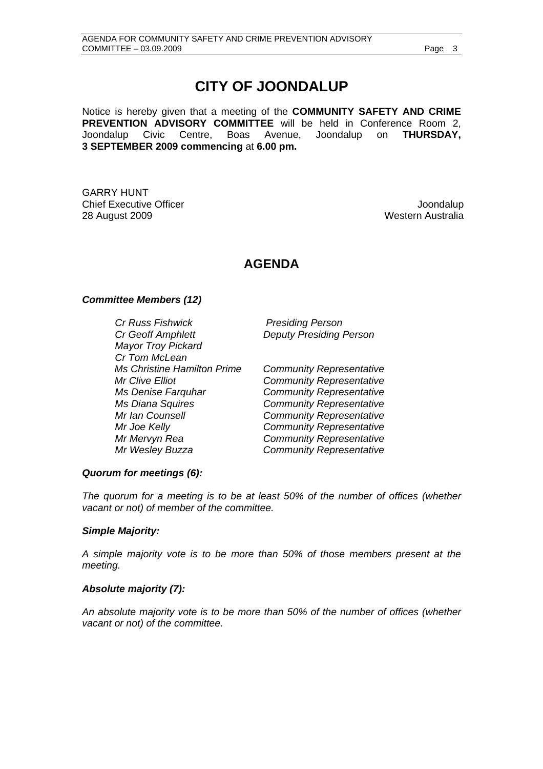# CITY OF JOONDALUP

Notice is hereby given that a meeting of the **COMMUNITY SAFETY AND CRIME PREVENTION ADVISORY COMMITTEE** will be held in Conference Room 2, Joondalup Civic Centre, Boas Avenue, Joondalup on **THURSDAY, 3 SEPTEMBER 2009 commencing** at **6.00 pm.**

GARRY HUNT
Chief Executive Officer
28 August 2009

Joondalup
Western Australia

## AGENDA

***Committee Members (12)***

| | |
|---|---|
| *Cr Russ Fishwick* | *Presiding Person* |
| *Cr Geoff Amphlett* | *Deputy Presiding Person* |
| *Mayor Troy Pickard* | |
| *Cr Tom McLean* | |
| *Ms Christine Hamilton Prime* | *Community Representative* |
| *Mr Clive Elliot* | *Community Representative* |
| *Ms Denise Farquhar* | *Community Representative* |
| *Ms Diana Squires* | *Community Representative* |
| *Mr Ian Counsell* | *Community Representative* |
| *Mr Joe Kelly* | *Community Representative* |
| *Mr Mervyn Rea* | *Community Representative* |
| *Mr Wesley Buzza* | *Community Representative* |

***Quorum for meetings (6):***

*The quorum for a meeting is to be at least 50% of the number of offices (whether vacant or not) of member of the committee.*

***Simple Majority:***

*A simple majority vote is to be more than 50% of those members present at the meeting.*

***Absolute majority (7):***

*An absolute majority vote is to be more than 50% of the number of offices (whether vacant or not) of the committee.*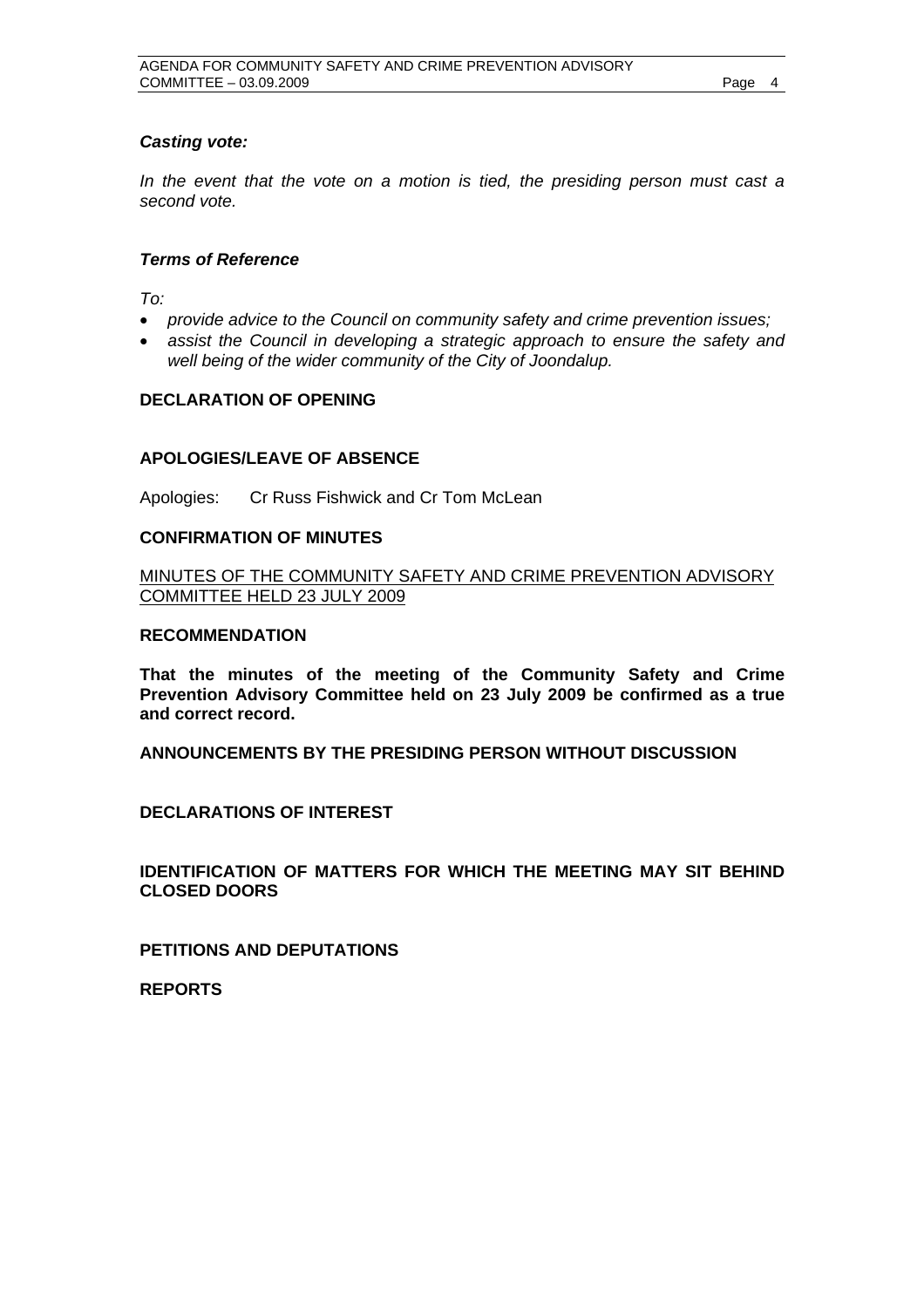***Casting vote:***

*In the event that the vote on a motion is tied, the presiding person must cast a second vote.*

***Terms of Reference***

*To:*

- *provide advice to the Council on community safety and crime prevention issues;*
- *assist the Council in developing a strategic approach to ensure the safety and well being of the wider community of the City of Joondalup.*

**DECLARATION OF OPENING**

**APOLOGIES/LEAVE OF ABSENCE**

Apologies: Cr Russ Fishwick and Cr Tom McLean

**CONFIRMATION OF MINUTES**

MINUTES OF THE COMMUNITY SAFETY AND CRIME PREVENTION ADVISORY COMMITTEE HELD 23 JULY 2009

**RECOMMENDATION**

**That the minutes of the meeting of the Community Safety and Crime Prevention Advisory Committee held on 23 July 2009 be confirmed as a true and correct record.**

**ANNOUNCEMENTS BY THE PRESIDING PERSON WITHOUT DISCUSSION**

**DECLARATIONS OF INTEREST**

**IDENTIFICATION OF MATTERS FOR WHICH THE MEETING MAY SIT BEHIND CLOSED DOORS**

**PETITIONS AND DEPUTATIONS**

**REPORTS**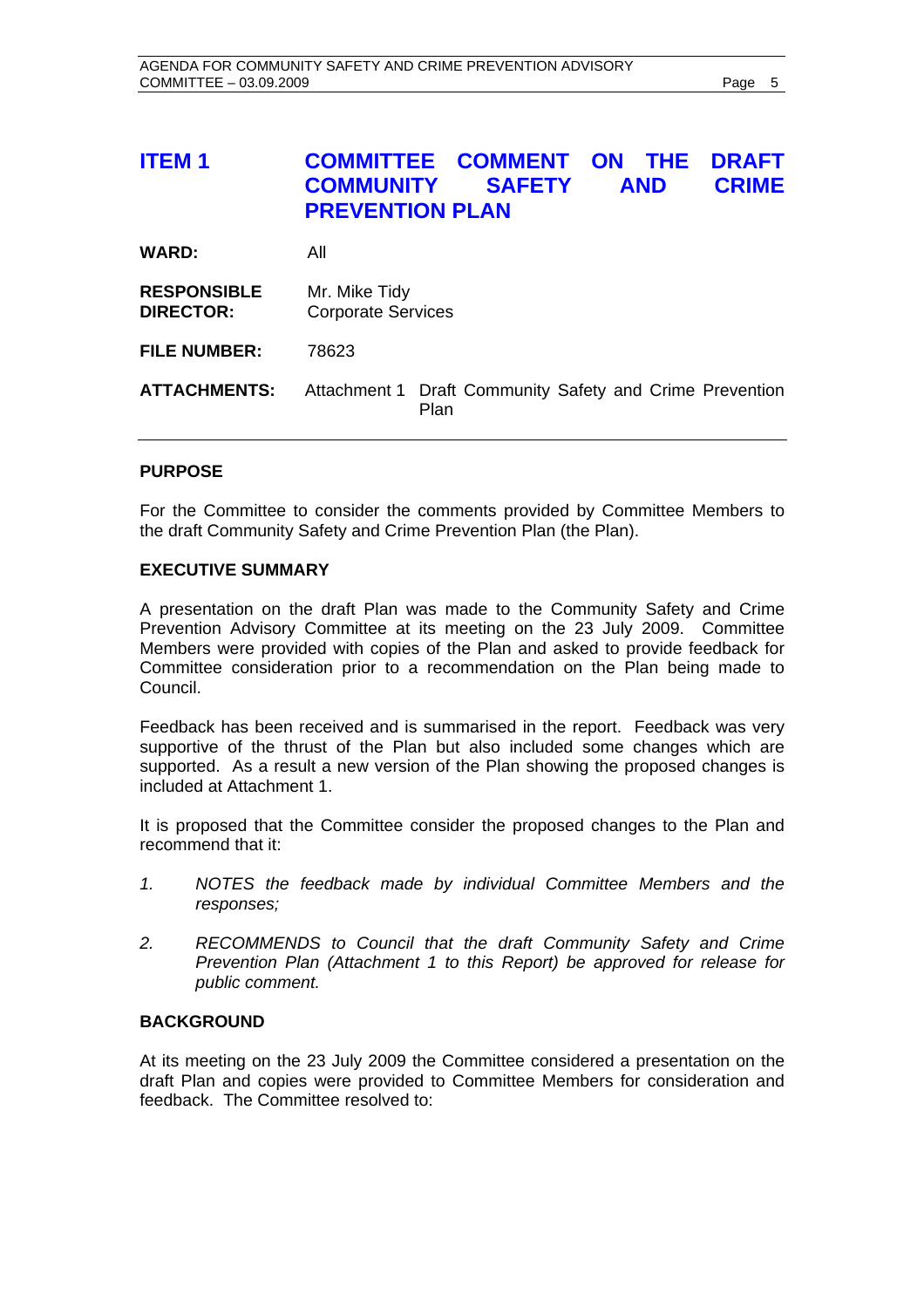## ITEM 1 COMMITTEE COMMENT ON THE DRAFT COMMUNITY SAFETY AND CRIME PREVENTION PLAN

| | |
|---|---|
| **WARD:** | All |
| **RESPONSIBLE DIRECTOR:** | Mr. Mike Tidy<br>Corporate Services |
| **FILE NUMBER:** | 78623 |
| **ATTACHMENTS:** | Attachment 1 Draft Community Safety and Crime Prevention Plan |

### PURPOSE

For the Committee to consider the comments provided by Committee Members to the draft Community Safety and Crime Prevention Plan (the Plan).

### EXECUTIVE SUMMARY

A presentation on the draft Plan was made to the Community Safety and Crime Prevention Advisory Committee at its meeting on the 23 July 2009. Committee Members were provided with copies of the Plan and asked to provide feedback for Committee consideration prior to a recommendation on the Plan being made to Council.

Feedback has been received and is summarised in the report. Feedback was very supportive of the thrust of the Plan but also included some changes which are supported. As a result a new version of the Plan showing the proposed changes is included at Attachment 1.

It is proposed that the Committee consider the proposed changes to the Plan and recommend that it:

1. *NOTES the feedback made by individual Committee Members and the responses;*
2. *RECOMMENDS to Council that the draft Community Safety and Crime Prevention Plan (Attachment 1 to this Report) be approved for release for public comment.*

### BACKGROUND

At its meeting on the 23 July 2009 the Committee considered a presentation on the draft Plan and copies were provided to Committee Members for consideration and feedback. The Committee resolved to: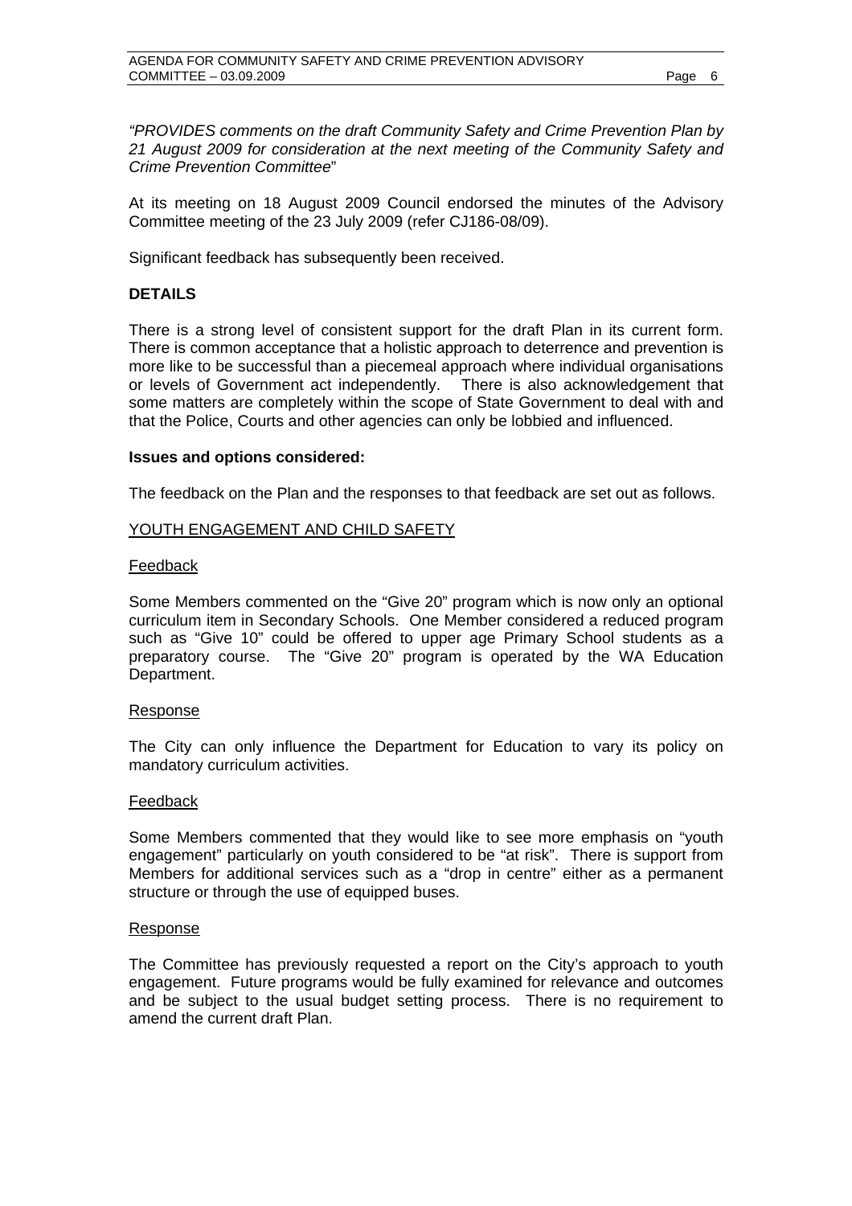*"PROVIDES comments on the draft Community Safety and Crime Prevention Plan by 21 August 2009 for consideration at the next meeting of the Community Safety and Crime Prevention Committee*"

At its meeting on 18 August 2009 Council endorsed the minutes of the Advisory Committee meeting of the 23 July 2009 (refer CJ186-08/09).

Significant feedback has subsequently been received.

## DETAILS

There is a strong level of consistent support for the draft Plan in its current form. There is common acceptance that a holistic approach to deterrence and prevention is more like to be successful than a piecemeal approach where individual organisations or levels of Government act independently. There is also acknowledgement that some matters are completely within the scope of State Government to deal with and that the Police, Courts and other agencies can only be lobbied and influenced.

### Issues and options considered:

The feedback on the Plan and the responses to that feedback are set out as follows.

<u>YOUTH ENGAGEMENT AND CHILD SAFETY</u>

<u>Feedback</u>

Some Members commented on the "Give 20" program which is now only an optional curriculum item in Secondary Schools. One Member considered a reduced program such as "Give 10" could be offered to upper age Primary School students as a preparatory course. The "Give 20" program is operated by the WA Education Department.

<u>Response</u>

The City can only influence the Department for Education to vary its policy on mandatory curriculum activities.

<u>Feedback</u>

Some Members commented that they would like to see more emphasis on "youth engagement" particularly on youth considered to be "at risk". There is support from Members for additional services such as a "drop in centre" either as a permanent structure or through the use of equipped buses.

<u>Response</u>

The Committee has previously requested a report on the City's approach to youth engagement. Future programs would be fully examined for relevance and outcomes and be subject to the usual budget setting process. There is no requirement to amend the current draft Plan.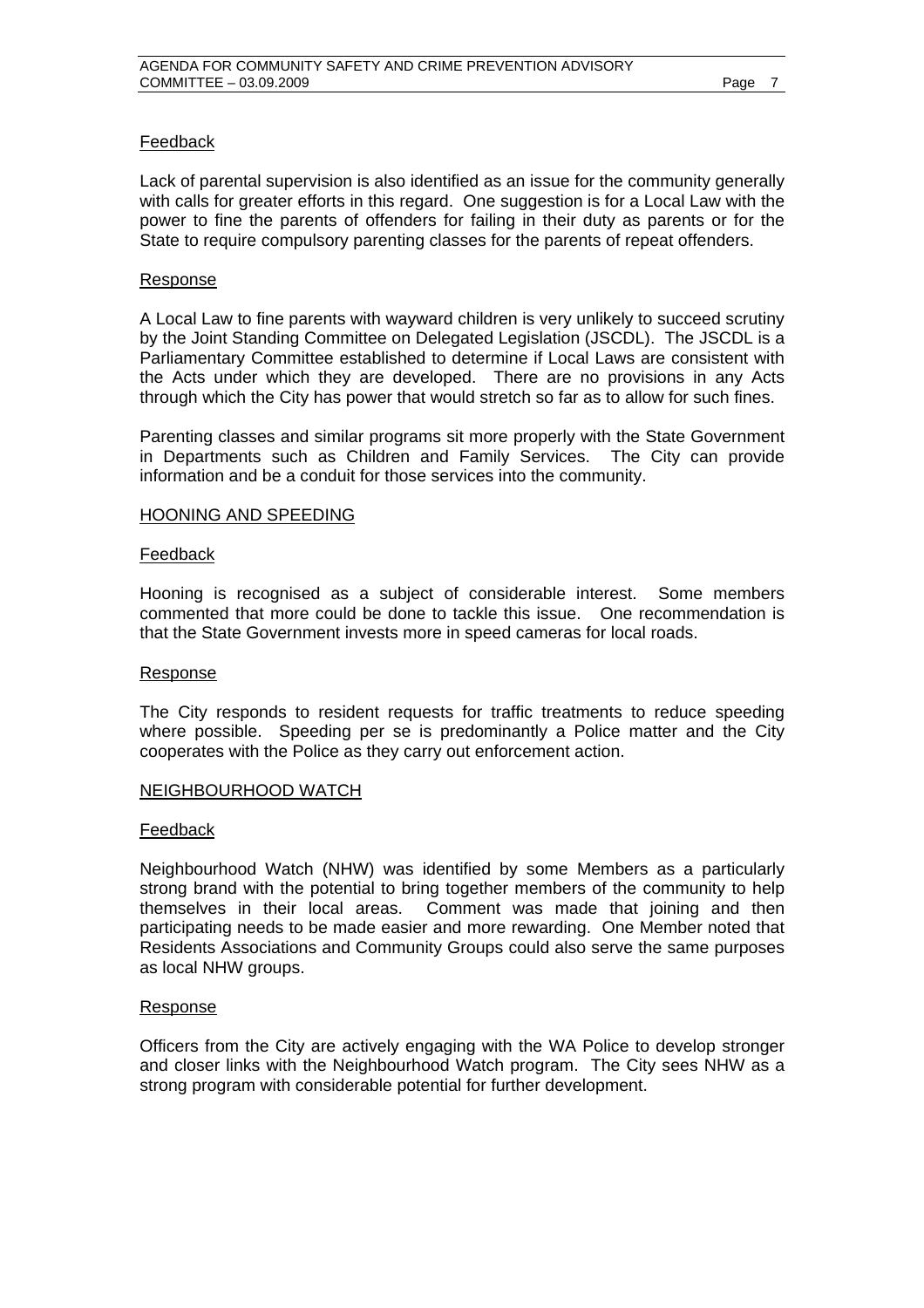Feedback

Lack of parental supervision is also identified as an issue for the community generally with calls for greater efforts in this regard. One suggestion is for a Local Law with the power to fine the parents of offenders for failing in their duty as parents or for the State to require compulsory parenting classes for the parents of repeat offenders.

Response

A Local Law to fine parents with wayward children is very unlikely to succeed scrutiny by the Joint Standing Committee on Delegated Legislation (JSCDL). The JSCDL is a Parliamentary Committee established to determine if Local Laws are consistent with the Acts under which they are developed. There are no provisions in any Acts through which the City has power that would stretch so far as to allow for such fines.

Parenting classes and similar programs sit more properly with the State Government in Departments such as Children and Family Services. The City can provide information and be a conduit for those services into the community.

HOONING AND SPEEDING

Feedback

Hooning is recognised as a subject of considerable interest. Some members commented that more could be done to tackle this issue. One recommendation is that the State Government invests more in speed cameras for local roads.

Response

The City responds to resident requests for traffic treatments to reduce speeding where possible. Speeding per se is predominantly a Police matter and the City cooperates with the Police as they carry out enforcement action.

NEIGHBOURHOOD WATCH

Feedback

Neighbourhood Watch (NHW) was identified by some Members as a particularly strong brand with the potential to bring together members of the community to help themselves in their local areas. Comment was made that joining and then participating needs to be made easier and more rewarding. One Member noted that Residents Associations and Community Groups could also serve the same purposes as local NHW groups.

Response

Officers from the City are actively engaging with the WA Police to develop stronger and closer links with the Neighbourhood Watch program. The City sees NHW as a strong program with considerable potential for further development.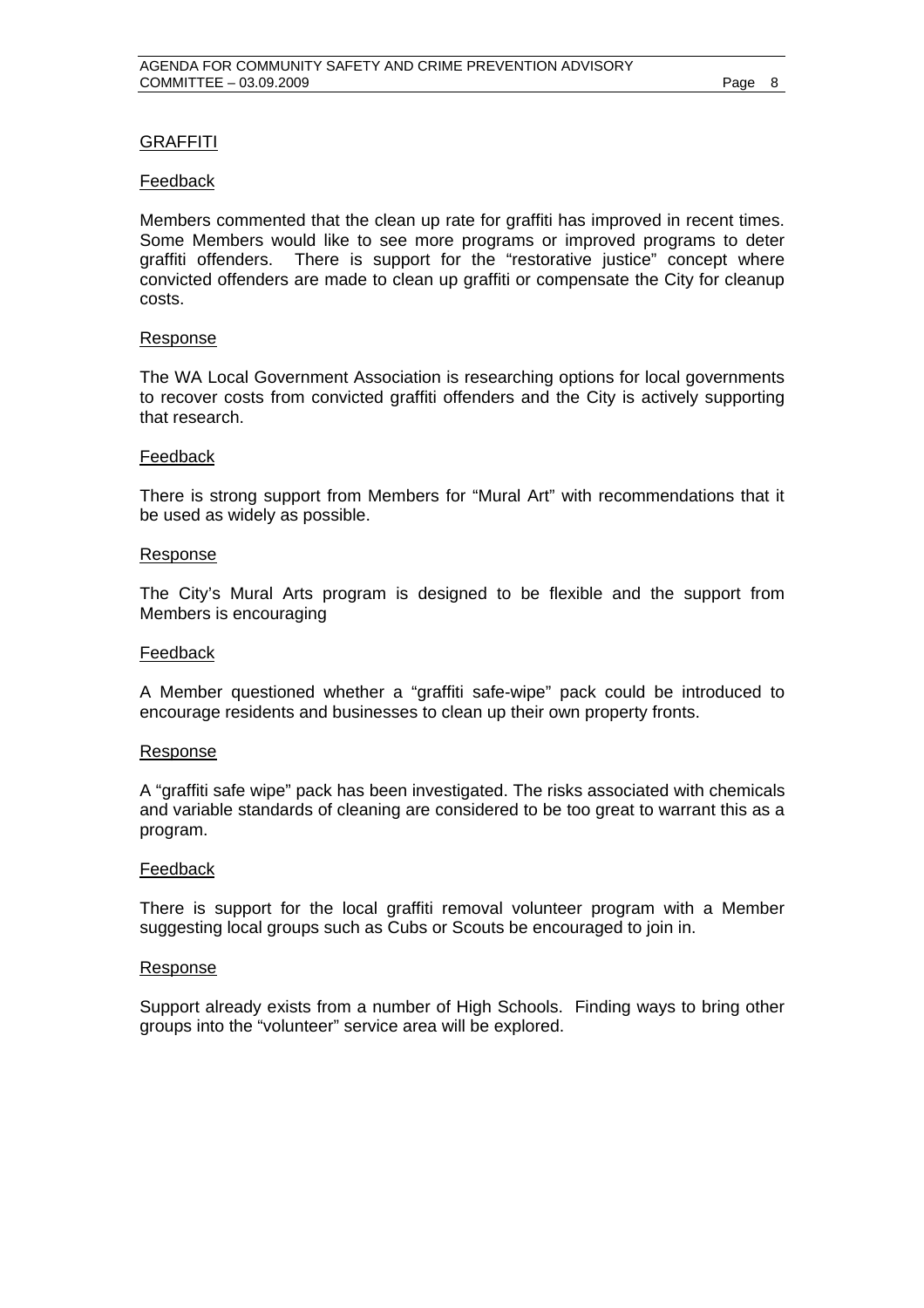## GRAFFITI

### Feedback

Members commented that the clean up rate for graffiti has improved in recent times. Some Members would like to see more programs or improved programs to deter graffiti offenders. There is support for the "restorative justice" concept where convicted offenders are made to clean up graffiti or compensate the City for cleanup costs.

### Response

The WA Local Government Association is researching options for local governments to recover costs from convicted graffiti offenders and the City is actively supporting that research.

### Feedback

There is strong support from Members for "Mural Art" with recommendations that it be used as widely as possible.

### Response

The City's Mural Arts program is designed to be flexible and the support from Members is encouraging

### Feedback

A Member questioned whether a "graffiti safe-wipe" pack could be introduced to encourage residents and businesses to clean up their own property fronts.

### Response

A "graffiti safe wipe" pack has been investigated. The risks associated with chemicals and variable standards of cleaning are considered to be too great to warrant this as a program.

### Feedback

There is support for the local graffiti removal volunteer program with a Member suggesting local groups such as Cubs or Scouts be encouraged to join in.

### Response

Support already exists from a number of High Schools. Finding ways to bring other groups into the "volunteer" service area will be explored.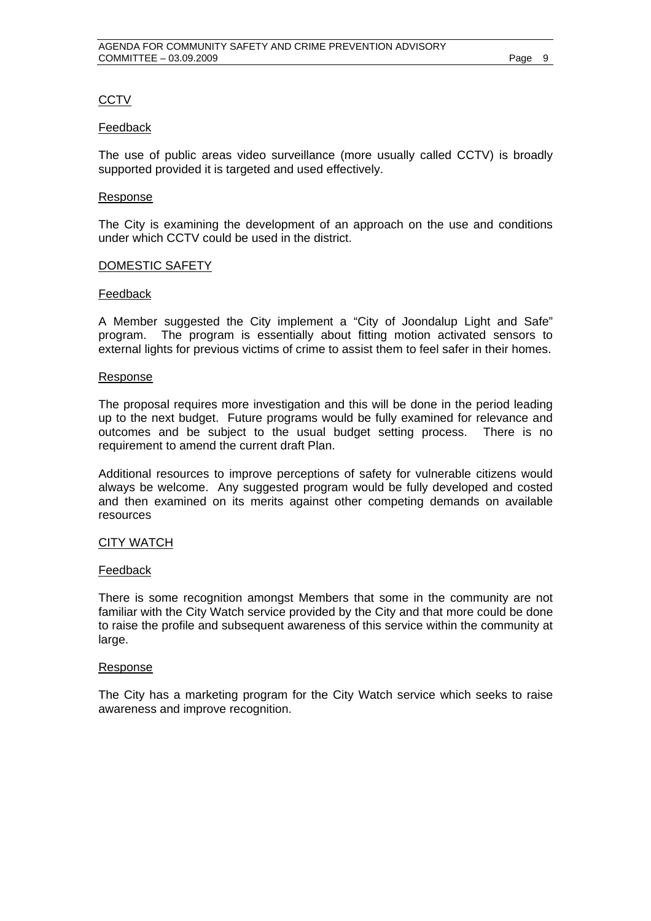## CCTV

### Feedback

The use of public areas video surveillance (more usually called CCTV) is broadly supported provided it is targeted and used effectively.

### Response

The City is examining the development of an approach on the use and conditions under which CCTV could be used in the district.

## DOMESTIC SAFETY

### Feedback

A Member suggested the City implement a "City of Joondalup Light and Safe" program. The program is essentially about fitting motion activated sensors to external lights for previous victims of crime to assist them to feel safer in their homes.

### Response

The proposal requires more investigation and this will be done in the period leading up to the next budget. Future programs would be fully examined for relevance and outcomes and be subject to the usual budget setting process. There is no requirement to amend the current draft Plan.

Additional resources to improve perceptions of safety for vulnerable citizens would always be welcome. Any suggested program would be fully developed and costed and then examined on its merits against other competing demands on available resources

## CITY WATCH

### Feedback

There is some recognition amongst Members that some in the community are not familiar with the City Watch service provided by the City and that more could be done to raise the profile and subsequent awareness of this service within the community at large.

### Response

The City has a marketing program for the City Watch service which seeks to raise awareness and improve recognition.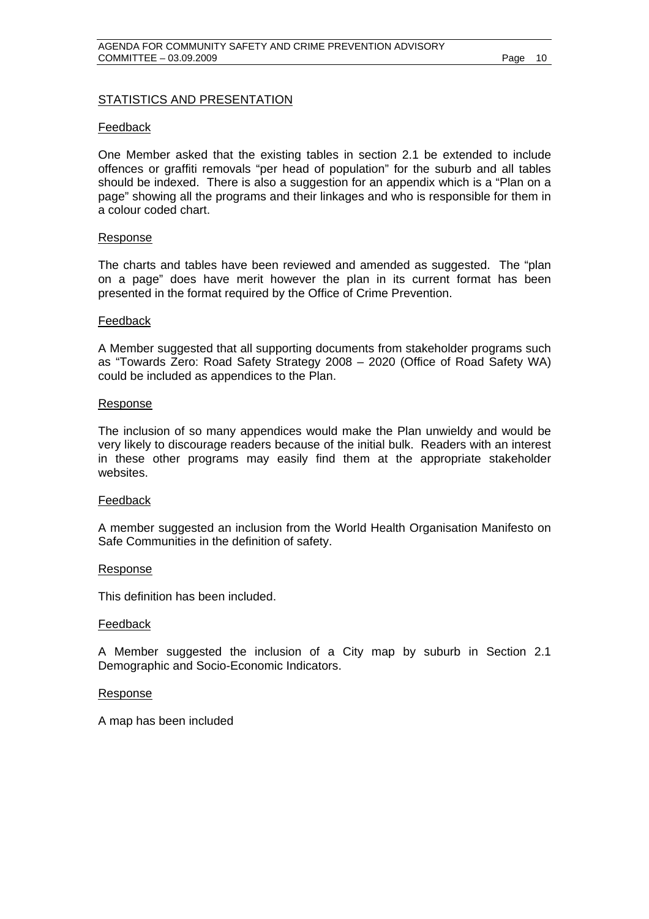## STATISTICS AND PRESENTATION

### Feedback

One Member asked that the existing tables in section 2.1 be extended to include offences or graffiti removals "per head of population" for the suburb and all tables should be indexed. There is also a suggestion for an appendix which is a "Plan on a page" showing all the programs and their linkages and who is responsible for them in a colour coded chart.

### Response

The charts and tables have been reviewed and amended as suggested. The "plan on a page" does have merit however the plan in its current format has been presented in the format required by the Office of Crime Prevention.

### Feedback

A Member suggested that all supporting documents from stakeholder programs such as "Towards Zero: Road Safety Strategy 2008 – 2020 (Office of Road Safety WA) could be included as appendices to the Plan.

### Response

The inclusion of so many appendices would make the Plan unwieldy and would be very likely to discourage readers because of the initial bulk. Readers with an interest in these other programs may easily find them at the appropriate stakeholder websites.

### Feedback

A member suggested an inclusion from the World Health Organisation Manifesto on Safe Communities in the definition of safety.

### Response

This definition has been included.

### Feedback

A Member suggested the inclusion of a City map by suburb in Section 2.1 Demographic and Socio-Economic Indicators.

### Response

A map has been included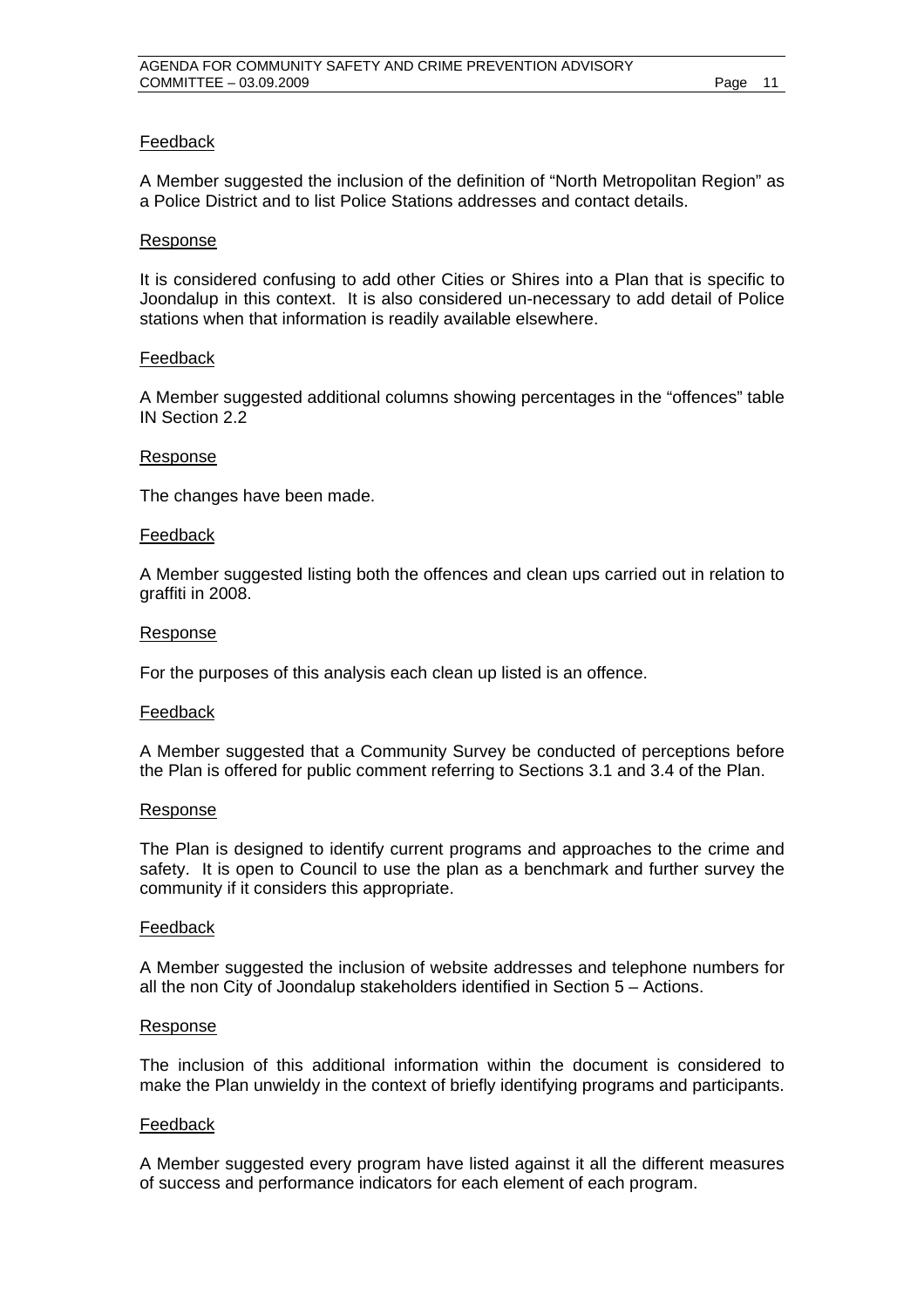<u>Feedback</u>

A Member suggested the inclusion of the definition of "North Metropolitan Region" as a Police District and to list Police Stations addresses and contact details.

<u>Response</u>

It is considered confusing to add other Cities or Shires into a Plan that is specific to Joondalup in this context. It is also considered un-necessary to add detail of Police stations when that information is readily available elsewhere.

<u>Feedback</u>

A Member suggested additional columns showing percentages in the "offences" table IN Section 2.2

<u>Response</u>

The changes have been made.

<u>Feedback</u>

A Member suggested listing both the offences and clean ups carried out in relation to graffiti in 2008.

<u>Response</u>

For the purposes of this analysis each clean up listed is an offence.

<u>Feedback</u>

A Member suggested that a Community Survey be conducted of perceptions before the Plan is offered for public comment referring to Sections 3.1 and 3.4 of the Plan.

<u>Response</u>

The Plan is designed to identify current programs and approaches to the crime and safety. It is open to Council to use the plan as a benchmark and further survey the community if it considers this appropriate.

<u>Feedback</u>

A Member suggested the inclusion of website addresses and telephone numbers for all the non City of Joondalup stakeholders identified in Section 5 – Actions.

<u>Response</u>

The inclusion of this additional information within the document is considered to make the Plan unwieldy in the context of briefly identifying programs and participants.

<u>Feedback</u>

A Member suggested every program have listed against it all the different measures of success and performance indicators for each element of each program.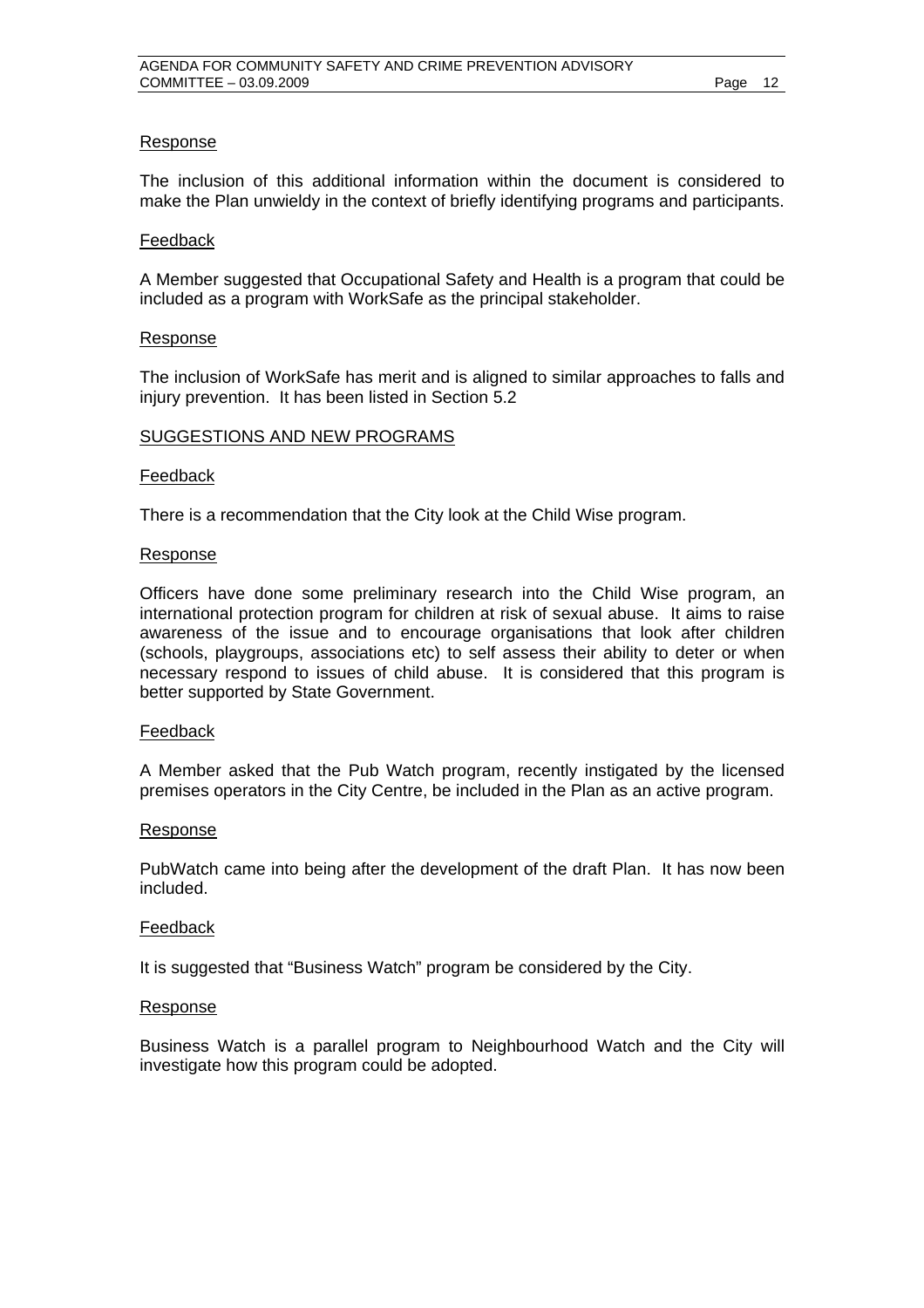Response

The inclusion of this additional information within the document is considered to make the Plan unwieldy in the context of briefly identifying programs and participants.

Feedback

A Member suggested that Occupational Safety and Health is a program that could be included as a program with WorkSafe as the principal stakeholder.

Response

The inclusion of WorkSafe has merit and is aligned to similar approaches to falls and injury prevention. It has been listed in Section 5.2

SUGGESTIONS AND NEW PROGRAMS

Feedback

There is a recommendation that the City look at the Child Wise program.

Response

Officers have done some preliminary research into the Child Wise program, an international protection program for children at risk of sexual abuse. It aims to raise awareness of the issue and to encourage organisations that look after children (schools, playgroups, associations etc) to self assess their ability to deter or when necessary respond to issues of child abuse. It is considered that this program is better supported by State Government.

Feedback

A Member asked that the Pub Watch program, recently instigated by the licensed premises operators in the City Centre, be included in the Plan as an active program.

Response

PubWatch came into being after the development of the draft Plan. It has now been included.

Feedback

It is suggested that "Business Watch" program be considered by the City.

Response

Business Watch is a parallel program to Neighbourhood Watch and the City will investigate how this program could be adopted.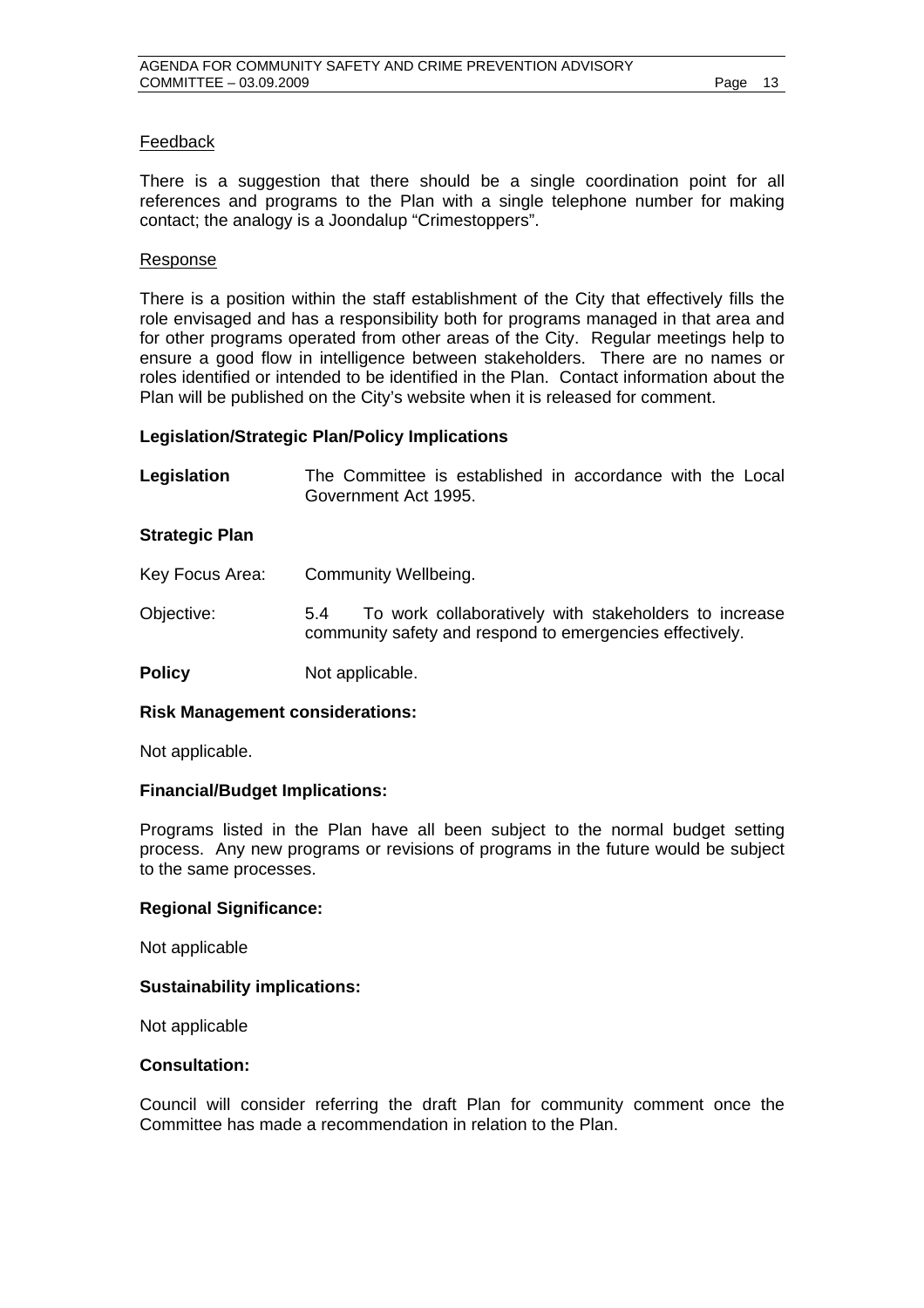Feedback

There is a suggestion that there should be a single coordination point for all references and programs to the Plan with a single telephone number for making contact; the analogy is a Joondalup "Crimestoppers".

Response

There is a position within the staff establishment of the City that effectively fills the role envisaged and has a responsibility both for programs managed in that area and for other programs operated from other areas of the City. Regular meetings help to ensure a good flow in intelligence between stakeholders. There are no names or roles identified or intended to be identified in the Plan. Contact information about the Plan will be published on the City's website when it is released for comment.

**Legislation/Strategic Plan/Policy Implications**

**Legislation** The Committee is established in accordance with the Local Government Act 1995.

**Strategic Plan**

Key Focus Area: Community Wellbeing.

Objective: 5.4 To work collaboratively with stakeholders to increase community safety and respond to emergencies effectively.

**Policy** Not applicable.

**Risk Management considerations:**

Not applicable.

**Financial/Budget Implications:**

Programs listed in the Plan have all been subject to the normal budget setting process. Any new programs or revisions of programs in the future would be subject to the same processes.

**Regional Significance:**

Not applicable

**Sustainability implications:**

Not applicable

**Consultation:**

Council will consider referring the draft Plan for community comment once the Committee has made a recommendation in relation to the Plan.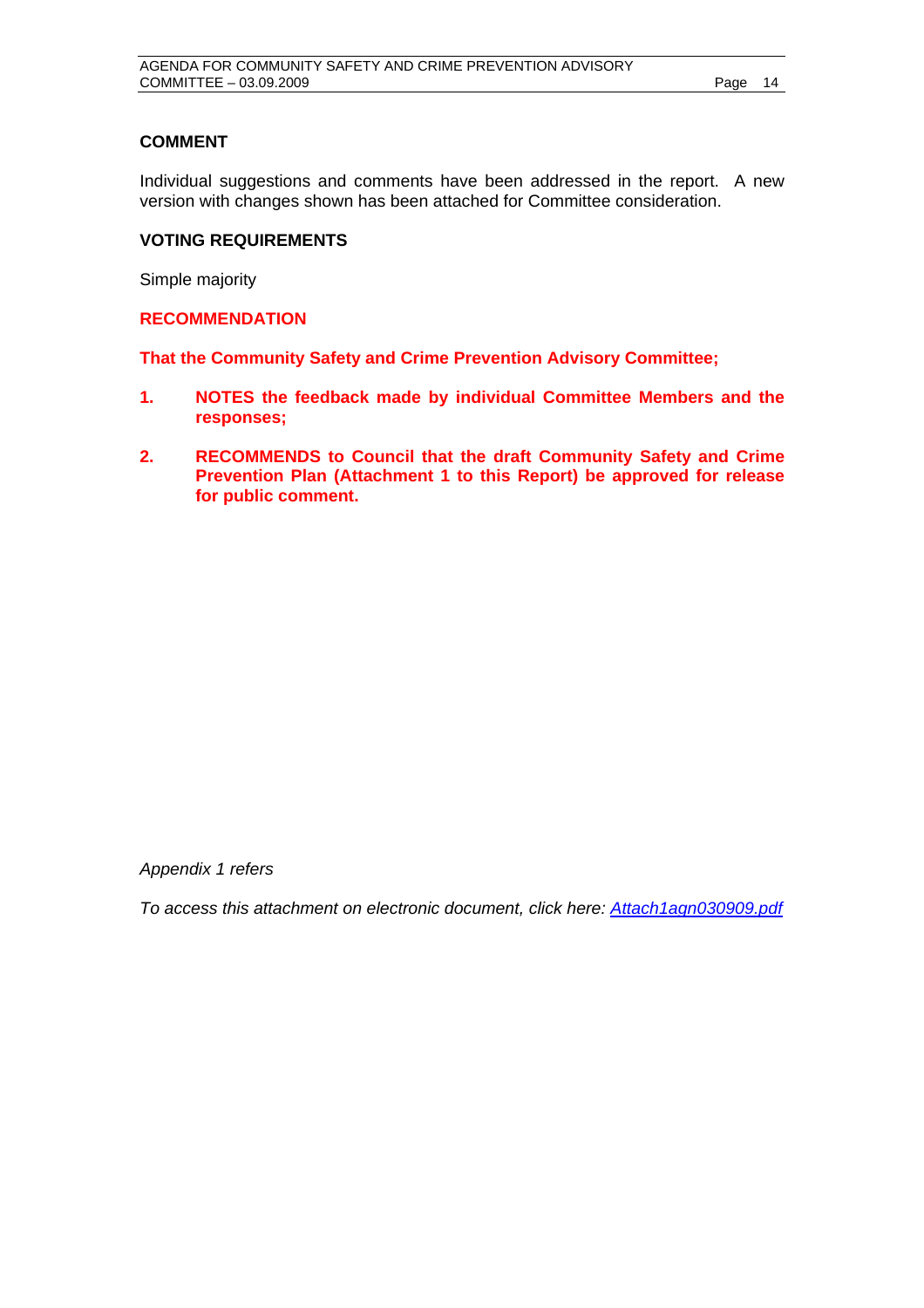## COMMENT

Individual suggestions and comments have been addressed in the report. A new version with changes shown has been attached for Committee consideration.

## VOTING REQUIREMENTS

Simple majority

## RECOMMENDATION

**That the Community Safety and Crime Prevention Advisory Committee;**

1. **NOTES the feedback made by individual Committee Members and the responses;**

2. **RECOMMENDS to Council that the draft Community Safety and Crime Prevention Plan (Attachment 1 to this Report) be approved for release for public comment.**

*Appendix 1 refers*

*To access this attachment on electronic document, click here: Attach1agn030909.pdf*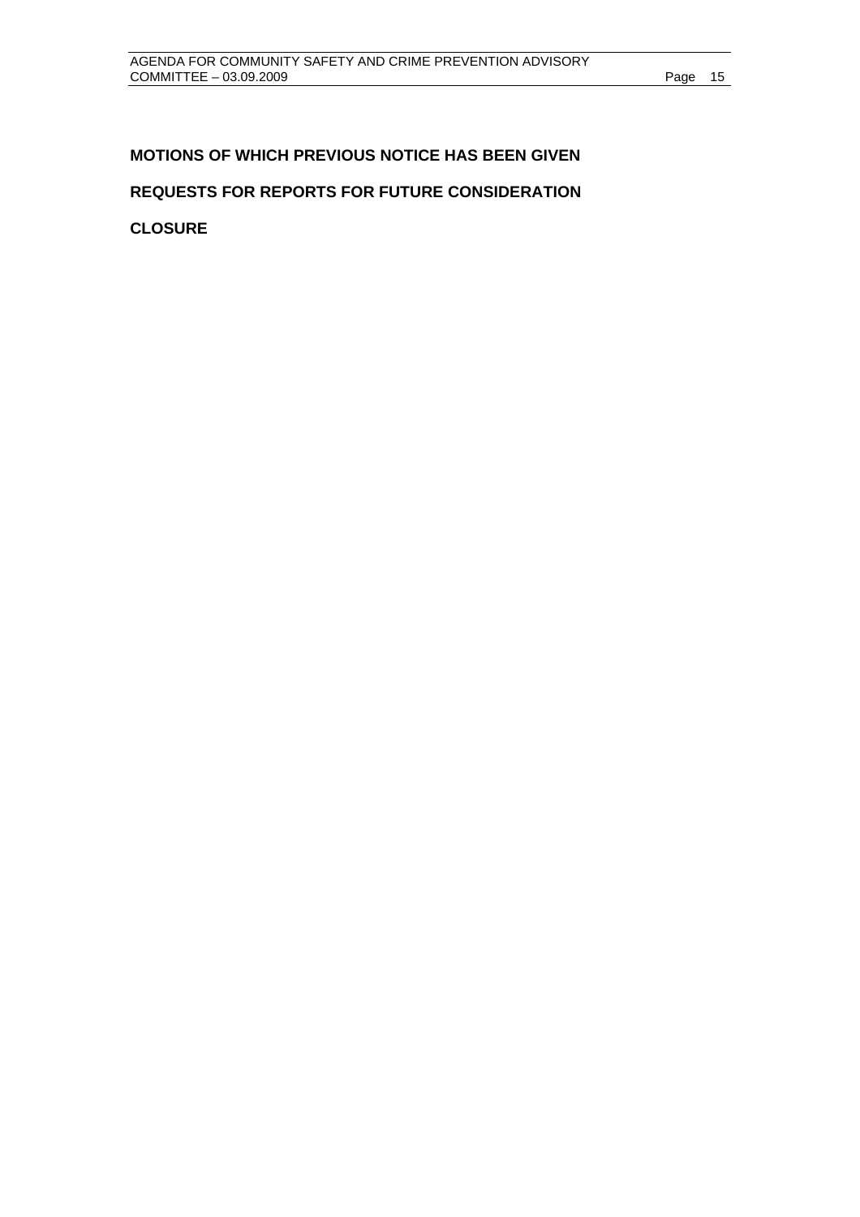**MOTIONS OF WHICH PREVIOUS NOTICE HAS BEEN GIVEN**

**REQUESTS FOR REPORTS FOR FUTURE CONSIDERATION**

**CLOSURE**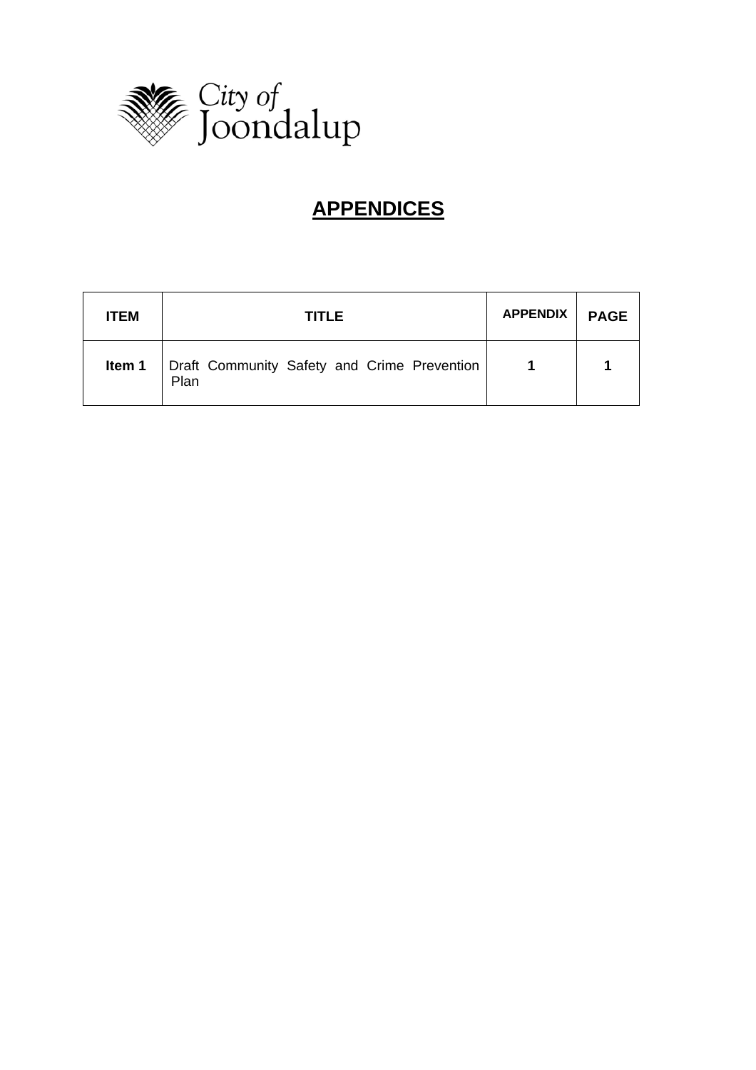City of Joondalup

# APPENDICES

| ITEM | TITLE | APPENDIX | PAGE |
|---|---|---|---|
| **Item 1** | Draft Community Safety and Crime Prevention Plan | **1** | **1** |